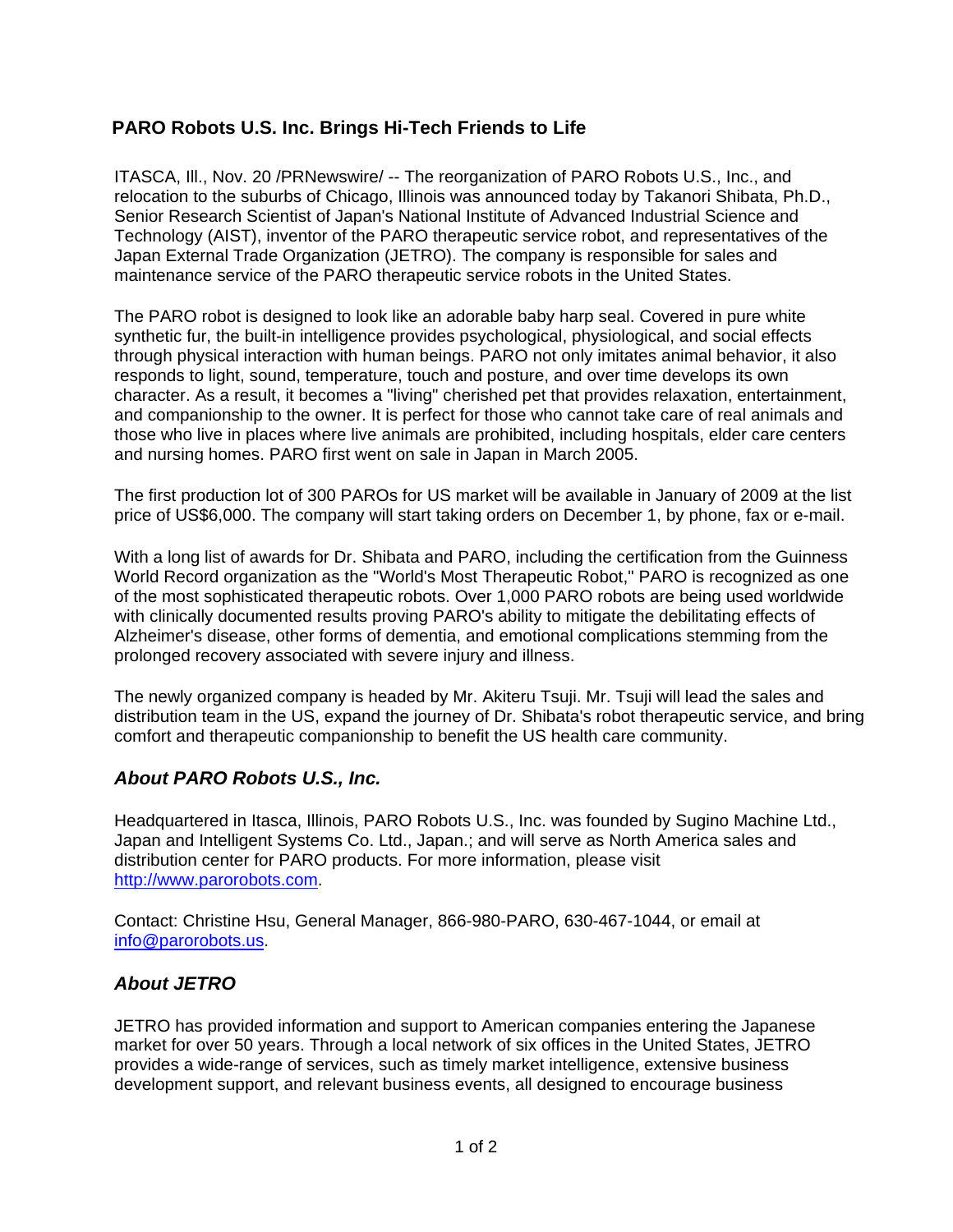# PARO Robots U.S. Inc. Brings Hi-Tech Friends to Life

ITASCA, Ill., Nov. 20 /PRNewswire/ -- The reorganization of PARO Robots U.S., Inc., and relocation to the suburbs of Chicago, Illinois was announced today by Takanori Shibata, Ph.D., Senior Research Scientist of Japan's National Institute of Advanced Industrial Science and Technology (AIST), inventor of the PARO therapeutic service robot, and representatives of the Japan External Trade Organization (JETRO). The company is responsible for sales and maintenance service of the PARO therapeutic service robots in the United States.

The PARO robot is designed to look like an adorable baby harp seal. Covered in pure white synthetic fur, the built-in intelligence provides psychological, physiological, and social effects through physical interaction with human beings. PARO not only imitates animal behavior, it also responds to light, sound, temperature, touch and posture, and over time develops its own character. As a result, it becomes a "living" cherished pet that provides relaxation, entertainment, and companionship to the owner. It is perfect for those who cannot take care of real animals and those who live in places where live animals are prohibited, including hospitals, elder care centers and nursing homes. PARO first went on sale in Japan in March 2005.

The first production lot of 300 PAROs for US market will be available in January of 2009 at the list price of US$6,000. The company will start taking orders on December 1, by phone, fax or e-mail.

With a long list of awards for Dr. Shibata and PARO, including the certification from the Guinness World Record organization as the "World's Most Therapeutic Robot," PARO is recognized as one of the most sophisticated therapeutic robots. Over 1,000 PARO robots are being used worldwide with clinically documented results proving PARO's ability to mitigate the debilitating effects of Alzheimer's disease, other forms of dementia, and emotional complications stemming from the prolonged recovery associated with severe injury and illness.

The newly organized company is headed by Mr. Akiteru Tsuji. Mr. Tsuji will lead the sales and distribution team in the US, expand the journey of Dr. Shibata's robot therapeutic service, and bring comfort and therapeutic companionship to benefit the US health care community.

## *About PARO Robots U.S., Inc.*

Headquartered in Itasca, Illinois, PARO Robots U.S., Inc. was founded by Sugino Machine Ltd., Japan and Intelligent Systems Co. Ltd., Japan.; and will serve as North America sales and distribution center for PARO products. For more information, please visit http://www.parorobots.com.

Contact: Christine Hsu, General Manager, 866-980-PARO, 630-467-1044, or email at info@parorobots.us.

## *About JETRO*

JETRO has provided information and support to American companies entering the Japanese market for over 50 years. Through a local network of six offices in the United States, JETRO provides a wide-range of services, such as timely market intelligence, extensive business development support, and relevant business events, all designed to encourage business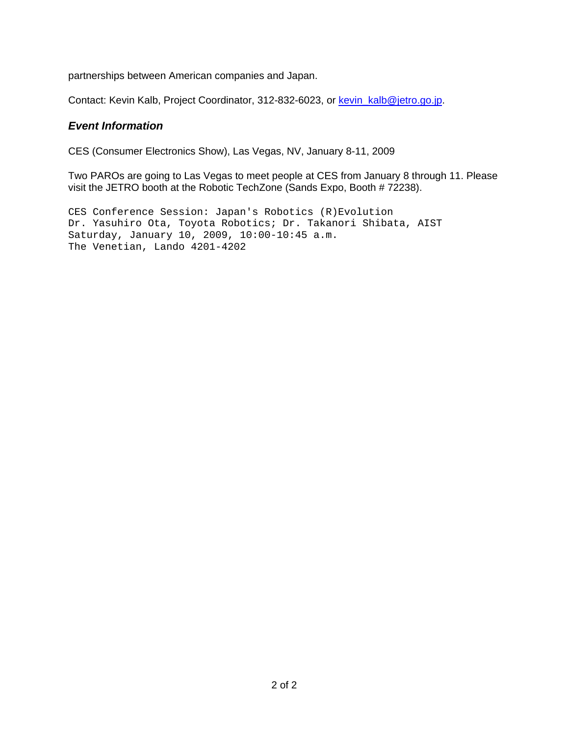partnerships between American companies and Japan.

Contact: Kevin Kalb, Project Coordinator, 312-832-6023, or kevin_kalb@jetro.go.jp.

### *Event Information*

CES (Consumer Electronics Show), Las Vegas, NV, January 8-11, 2009

Two PAROs are going to Las Vegas to meet people at CES from January 8 through 11. Please visit the JETRO booth at the Robotic TechZone (Sands Expo, Booth # 72238).

```
CES Conference Session: Japan's Robotics (R)Evolution
Dr. Yasuhiro Ota, Toyota Robotics; Dr. Takanori Shibata, AIST
Saturday, January 10, 2009, 10:00-10:45 a.m.
The Venetian, Lando 4201-4202
```